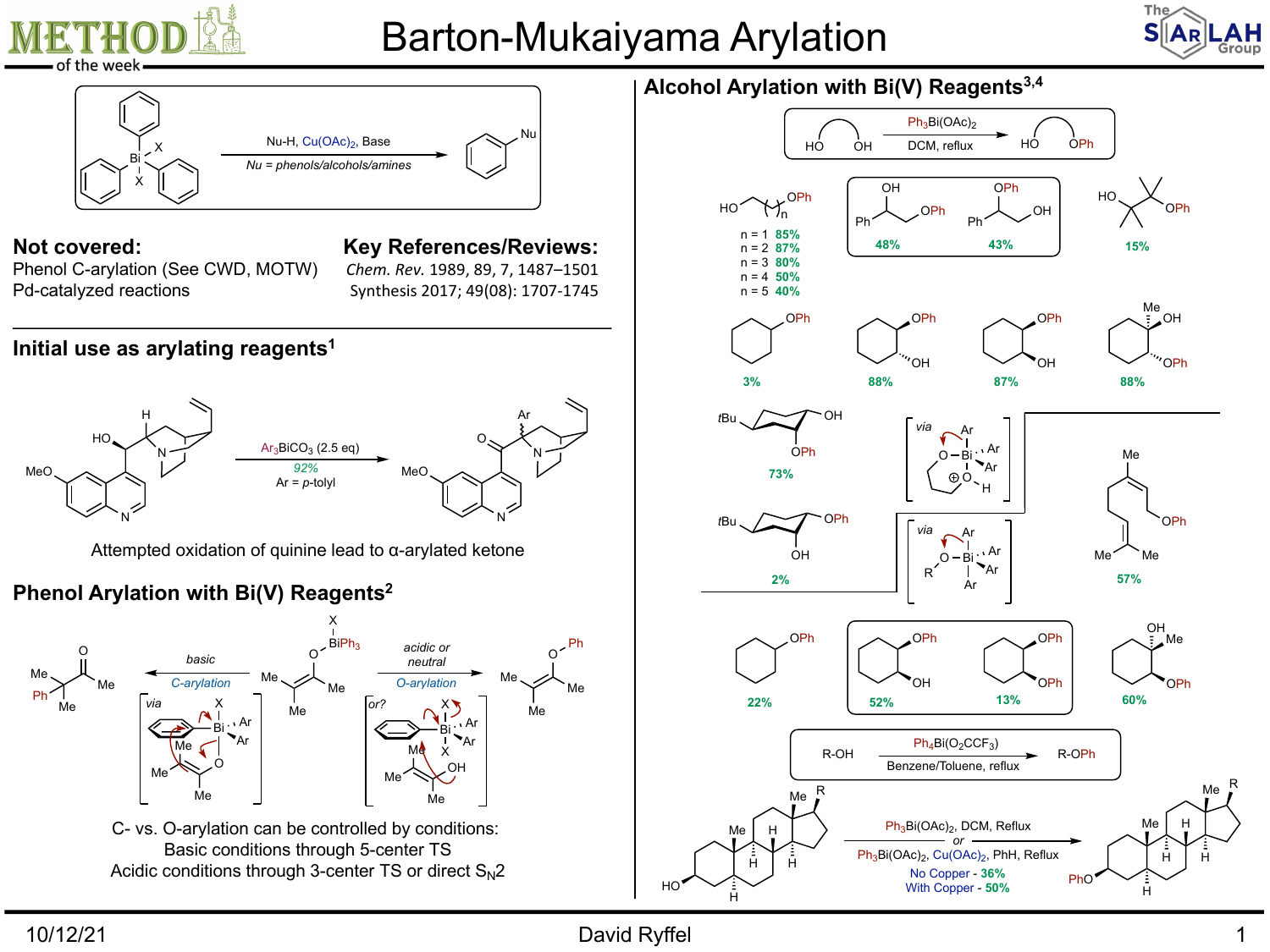# Barton-Mukaiyama Arylation

Nu-H, $Cu(OAc)_2$, Base

*Nu = phenols/alcohols/amines*

**Not covered:**
Phenol C-arylation (See CWD, MOTW)
Pd-catalyzed reactions

**Key References/Reviews:**
*Chem. Rev.* 1989, 89, 7, 1487–1501
Synthesis 2017; 49(08): 1707-1745

## Initial use as arylating reagents[1]

$Ar_3BiCO_3$ (2.5 eq)
92%
Ar = *p*-tolyl

Attempted oxidation of quinine lead to α-arylated ketone

## Phenol Arylation with Bi(V) Reagents[2]

basic — C-arylation (via)

acidic or neutral — O-arylation (or?)

C- vs. O-arylation can be controlled by conditions:
Basic conditions through 5-center TS
Acidic conditions through 3-center TS or direct $S_N2$

## Alcohol Arylation with Bi(V) Reagents[3,4]

$Ph_3Bi(OAc)_2$, DCM, reflux

| n | Yield |
|---|---|
| n = 1 | 85% |
| n = 2 | 87% |
| n = 3 | 80% |
| n = 4 | 50% |
| n = 5 | 40% |

48%, 43%, 15%

3%, 88%, 87%, 88%

73% (via)

2% (via)

57%

22%, 52%, 13%, 60%

R-OH → R-OPh: $Ph_4Bi(O_2CCF_3)$, Benzene/Toluene, reflux

$Ph_3Bi(OAc)_2$, DCM, Reflux
*or*
$Ph_3Bi(OAc)_2$, $Cu(OAc)_2$, PhH, Reflux
No Copper - 36%
With Copper - 50%

10/12/21 David Ryffel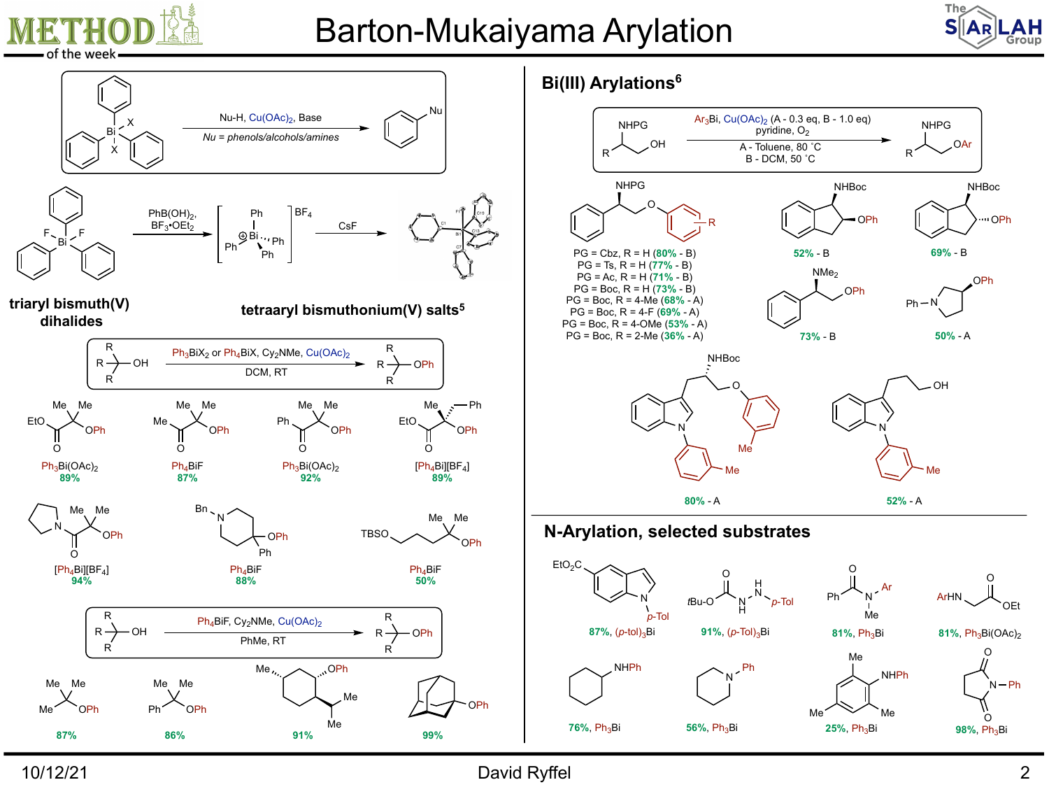# Barton-Mukaiyama Arylation

Nu-H, $Cu(OAc)_2$, Base

*Nu = phenols/alcohols/amines*

$PhB(OH)_2$, $BF_3 \cdot OEt_2$

$BF_4$

CsF

**triaryl bismuth(V) dihalides**

**tetraaryl bismuthonium(V) salts[5]**

$Ph_3BiX_2$ or $Ph_4BiX$, $Cy_2NMe$, $Cu(OAc)_2$

DCM, RT

$Ph_3Bi(OAc)_2$ 89%

$Ph_4BiF$ 87%

$Ph_3Bi(OAc)_2$ 92%

$[Ph_4Bi][BF_4]$ 89%

$[Ph_4Bi][BF_4]$ 94%

$Ph_4BiF$ 88%

$Ph_4BiF$ 50%

$Ph_4BiF$, $Cy_2NMe$, $Cu(OAc)_2$

PhMe, RT

87%

86%

91%

99%

## Bi(III) Arylations[6]

$Ar_3Bi$, $Cu(OAc)_2$ (A - 0.3 eq, B - 1.0 eq)

pyridine, $O_2$

A - Toluene, 80 ˚C

B - DCM, 50 ˚C

PG = Cbz, R = H (80% - B)
PG = Ts, R = H (77% - B)
PG = Ac, R = H (71% - B)
PG = Boc, R = H (73% - B)
PG = Boc, R = 4-Me (68% - A)
PG = Boc, R = 4-F (69% - A)
PG = Boc, R = 4-OMe (53% - A)
PG = Boc, R = 2-Me (36% - A)

52% - B

69% - B

73% - B

50% - A

80% - A

52% - A

## N-Arylation, selected substrates

87%, $(p\text{-tol})_3Bi$

91%, $(p\text{-Tol})_3Bi$

81%, $Ph_3Bi$

81%, $Ph_3Bi(OAc)_2$

76%, $Ph_3Bi$

56%, $Ph_3Bi$

25%, $Ph_3Bi$

98%, $Ph_3Bi$

10/12/21

David Ryffel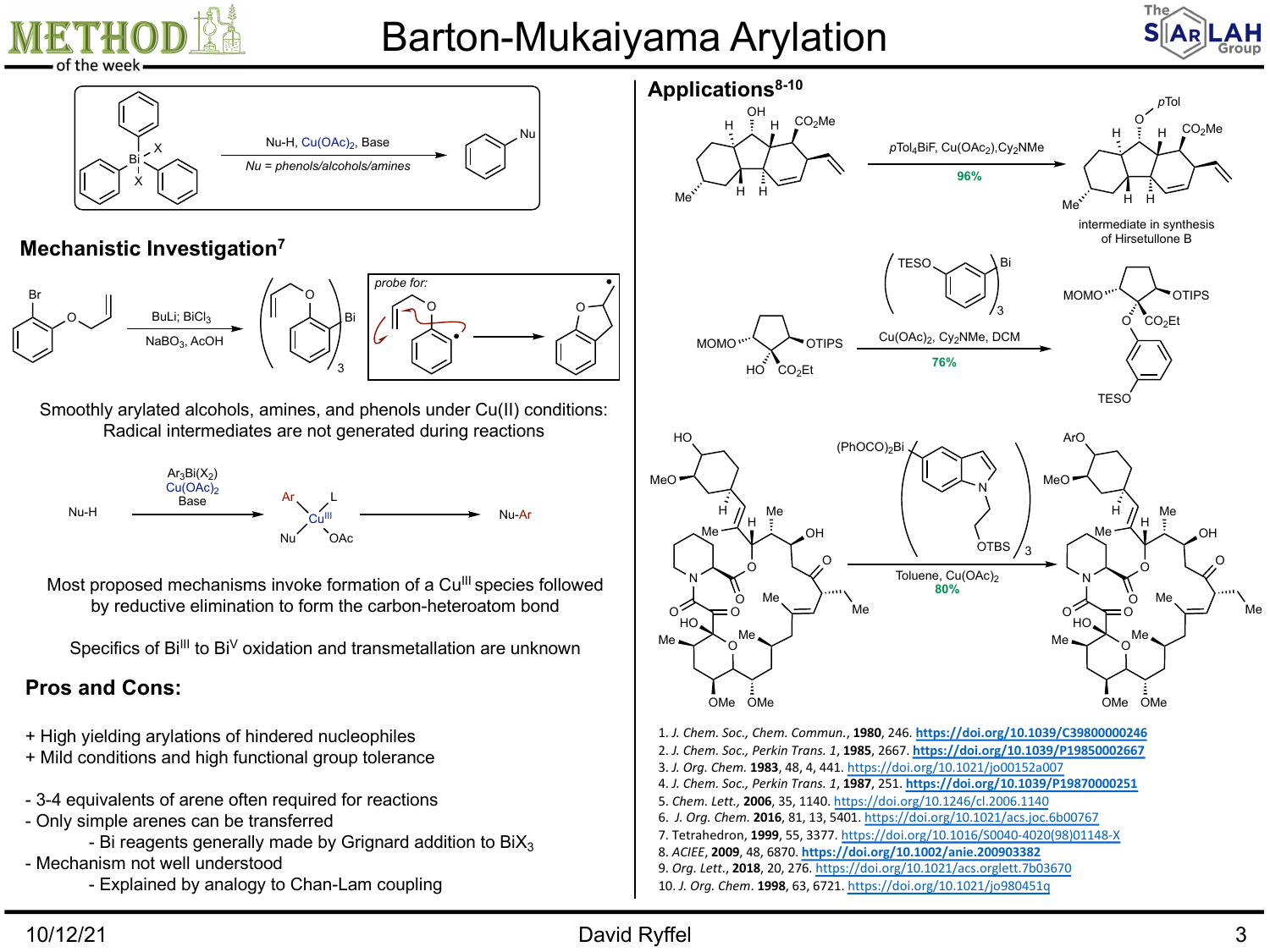# Barton-Mukaiyama Arylation

Nu-H, $Cu(OAc)_2$, Base

*Nu = phenols/alcohols/amines*

## Mechanistic Investigation[7]

BuLi; $BiCl_3$

$NaBO_3$, AcOH

*probe for:*

Smoothly arylated alcohols, amines, and phenols under Cu(II) conditions: Radical intermediates are not generated during reactions

$Ar_3Bi(X_2)$
$Cu(OAc)_2$
Base

Nu-H → Nu-Ar

Most proposed mechanisms invoke formation of a $Cu^{III}$ species followed by reductive elimination to form the carbon-heteroatom bond

Specifics of $Bi^{III}$ to $Bi^{V}$ oxidation and transmetallation are unknown

## Pros and Cons:

+ High yielding arylations of hindered nucleophiles
+ Mild conditions and high functional group tolerance

- 3-4 equivalents of arene often required for reactions
- Only simple arenes can be transferred
  - Bi reagents generally made by Grignard addition to $BiX_3$
- Mechanism not well understood
  - Explained by analogy to Chan-Lam coupling

## Applications[8-10]

$pTol_4BiF$, $Cu(OAc)_2$, $Cy_2NMe$ — 96%

intermediate in synthesis of Hirsutellone B

$Cu(OAc)_2$, $Cy_2NMe$, DCM — 76%

Toluene, $Cu(OAc)_2$ — 80%

1. *J. Chem. Soc., Chem. Commun.*, **1980**, 246. https://doi.org/10.1039/C39800000246
2. *J. Chem. Soc., Perkin Trans. 1*, **1985**, 2667. https://doi.org/10.1039/P19850002667
3. *J. Org. Chem.* **1983**, 48, 4, 441. https://doi.org/10.1021/jo00152a007
4. *J. Chem. Soc., Perkin Trans. 1*, **1987**, 251. https://doi.org/10.1039/P19870000251
5. *Chem. Lett.*, **2006**, 35, 1140. https://doi.org/10.1246/cl.2006.1140
6. *J. Org. Chem.* **2016**, 81, 13, 5401. https://doi.org/10.1021/acs.joc.6b00767
7. Tetrahedron, **1999**, 55, 3377. https://doi.org/10.1016/S0040-4020(98)01148-X
8. *ACIEE*, **2009**, 48, 6870. https://doi.org/10.1002/anie.200903382
9. *Org. Lett.*, **2018**, 20, 276. https://doi.org/10.1021/acs.orglett.7b03670
10. *J. Org. Chem.* **1998**, 63, 6721. https://doi.org/10.1021/jo980451q

10/12/21 David Ryffel